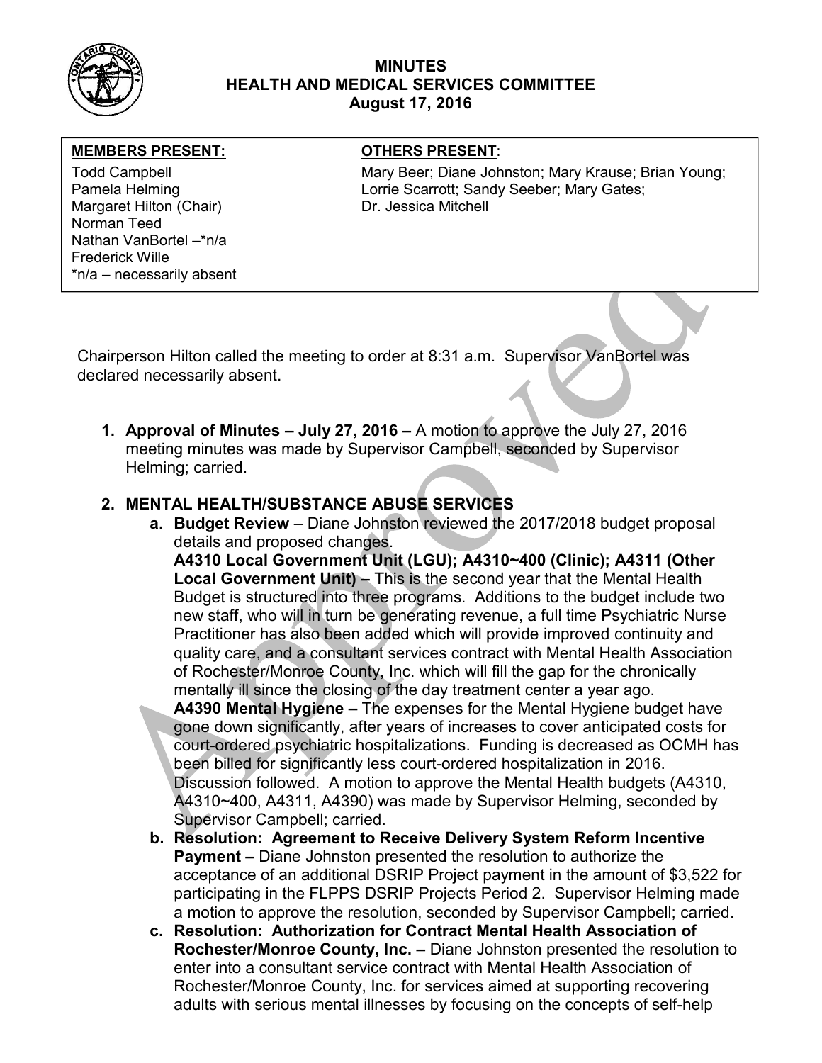# MINUTES
## HEALTH AND MEDICAL SERVICES COMMITTEE
### August 17, 2016

| **MEMBERS PRESENT:** | **OTHERS PRESENT**: |
|---|---|
| Todd Campbell<br>Pamela Helming<br>Margaret Hilton (Chair)<br>Norman Teed<br>Nathan VanBortel –*n/a<br>Frederick Wille<br>*n/a – necessarily absent | Mary Beer; Diane Johnston; Mary Krause; Brian Young; Lorrie Scarrott; Sandy Seeber; Mary Gates; Dr. Jessica Mitchell |

Chairperson Hilton called the meeting to order at 8:31 a.m. Supervisor VanBortel was declared necessarily absent.

1. **Approval of Minutes – July 27, 2016 –** A motion to approve the July 27, 2016 meeting minutes was made by Supervisor Campbell, seconded by Supervisor Helming; carried.

2. **MENTAL HEALTH/SUBSTANCE ABUSE SERVICES**
   a. **Budget Review** – Diane Johnston reviewed the 2017/2018 budget proposal details and proposed changes.
   **A4310 Local Government Unit (LGU); A4310~400 (Clinic); A4311 (Other Local Government Unit) –** This is the second year that the Mental Health Budget is structured into three programs. Additions to the budget include two new staff, who will in turn be generating revenue, a full time Psychiatric Nurse Practitioner has also been added which will provide improved continuity and quality care, and a consultant services contract with Mental Health Association of Rochester/Monroe County, Inc. which will fill the gap for the chronically mentally ill since the closing of the day treatment center a year ago.
   **A4390 Mental Hygiene –** The expenses for the Mental Hygiene budget have gone down significantly, after years of increases to cover anticipated costs for court-ordered psychiatric hospitalizations. Funding is decreased as OCMH has been billed for significantly less court-ordered hospitalization in 2016. Discussion followed. A motion to approve the Mental Health budgets (A4310, A4310~400, A4311, A4390) was made by Supervisor Helming, seconded by Supervisor Campbell; carried.
   b. **Resolution: Agreement to Receive Delivery System Reform Incentive Payment –** Diane Johnston presented the resolution to authorize the acceptance of an additional DSRIP Project payment in the amount of $3,522 for participating in the FLPPS DSRIP Projects Period 2. Supervisor Helming made a motion to approve the resolution, seconded by Supervisor Campbell; carried.
   c. **Resolution: Authorization for Contract Mental Health Association of Rochester/Monroe County, Inc. –** Diane Johnston presented the resolution to enter into a consultant service contract with Mental Health Association of Rochester/Monroe County, Inc. for services aimed at supporting recovering adults with serious mental illnesses by focusing on the concepts of self-help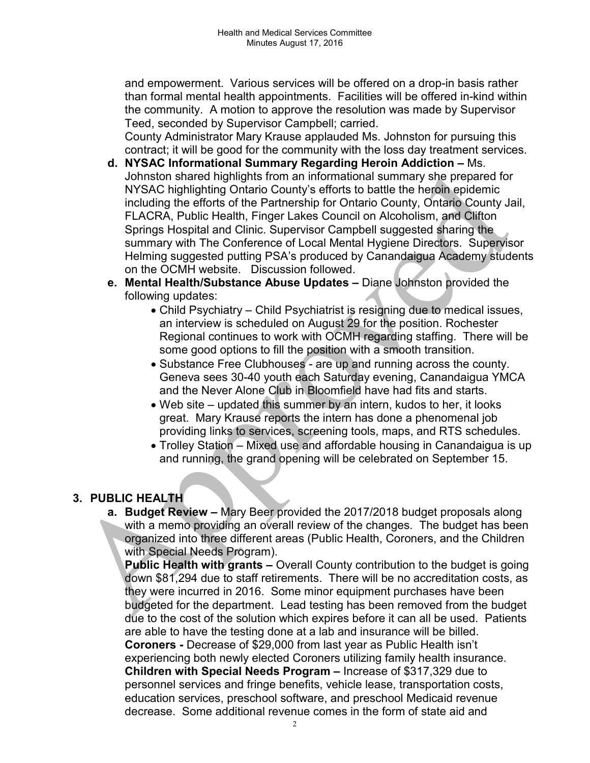and empowerment. Various services will be offered on a drop-in basis rather than formal mental health appointments. Facilities will be offered in-kind within the community. A motion to approve the resolution was made by Supervisor Teed, seconded by Supervisor Campbell; carried.

County Administrator Mary Krause applauded Ms. Johnston for pursuing this contract; it will be good for the community with the loss day treatment services.

d. **NYSAC Informational Summary Regarding Heroin Addiction –** Ms. Johnston shared highlights from an informational summary she prepared for NYSAC highlighting Ontario County's efforts to battle the heroin epidemic including the efforts of the Partnership for Ontario County, Ontario County Jail, FLACRA, Public Health, Finger Lakes Council on Alcoholism, and Clifton Springs Hospital and Clinic. Supervisor Campbell suggested sharing the summary with The Conference of Local Mental Hygiene Directors. Supervisor Helming suggested putting PSA's produced by Canandaigua Academy students on the OCMH website. Discussion followed.

e. **Mental Health/Substance Abuse Updates –** Diane Johnston provided the following updates:
   - Child Psychiatry – Child Psychiatrist is resigning due to medical issues, an interview is scheduled on August 29 for the position. Rochester Regional continues to work with OCMH regarding staffing. There will be some good options to fill the position with a smooth transition.
   - Substance Free Clubhouses - are up and running across the county. Geneva sees 30-40 youth each Saturday evening, Canandaigua YMCA and the Never Alone Club in Bloomfield have had fits and starts.
   - Web site – updated this summer by an intern, kudos to her, it looks great. Mary Krause reports the intern has done a phenomenal job providing links to services, screening tools, maps, and RTS schedules.
   - Trolley Station – Mixed use and affordable housing in Canandaigua is up and running, the grand opening will be celebrated on September 15.

## 3. PUBLIC HEALTH

a. **Budget Review –** Mary Beer provided the 2017/2018 budget proposals along with a memo providing an overall review of the changes. The budget has been organized into three different areas (Public Health, Coroners, and the Children with Special Needs Program).

**Public Health with grants –** Overall County contribution to the budget is going down $81,294 due to staff retirements. There will be no accreditation costs, as they were incurred in 2016. Some minor equipment purchases have been budgeted for the department. Lead testing has been removed from the budget due to the cost of the solution which expires before it can all be used. Patients are able to have the testing done at a lab and insurance will be billed.

**Coroners -** Decrease of $29,000 from last year as Public Health isn't experiencing both newly elected Coroners utilizing family health insurance.

**Children with Special Needs Program –** Increase of $317,329 due to personnel services and fringe benefits, vehicle lease, transportation costs, education services, preschool software, and preschool Medicaid revenue decrease. Some additional revenue comes in the form of state aid and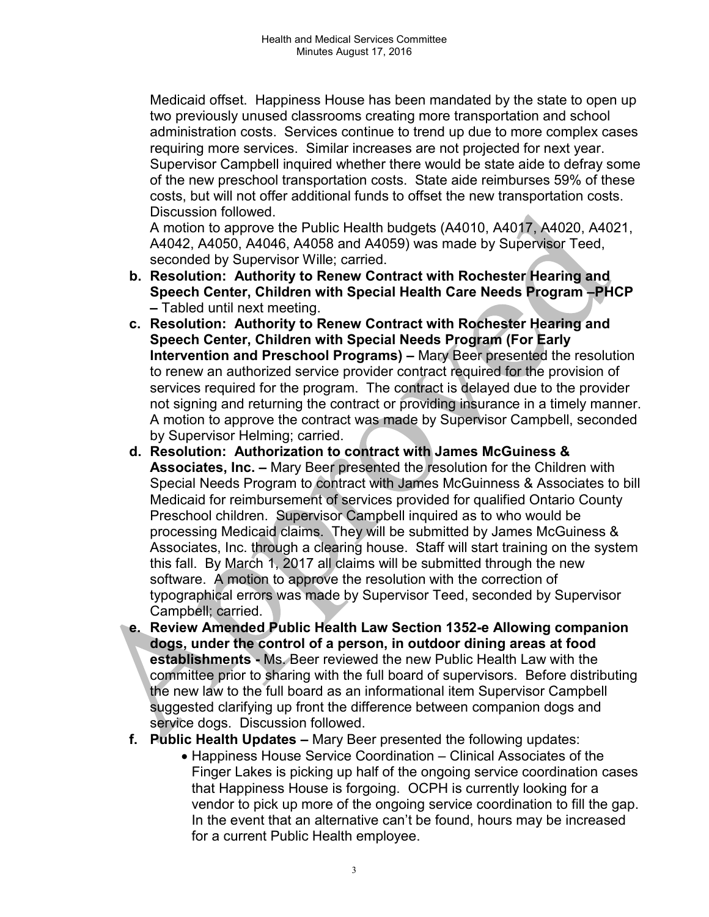Medicaid offset. Happiness House has been mandated by the state to open up two previously unused classrooms creating more transportation and school administration costs. Services continue to trend up due to more complex cases requiring more services. Similar increases are not projected for next year. Supervisor Campbell inquired whether there would be state aide to defray some of the new preschool transportation costs. State aide reimburses 59% of these costs, but will not offer additional funds to offset the new transportation costs. Discussion followed.

A motion to approve the Public Health budgets (A4010, A4017, A4020, A4021, A4042, A4050, A4046, A4058 and A4059) was made by Supervisor Teed, seconded by Supervisor Wille; carried.

b. **Resolution: Authority to Renew Contract with Rochester Hearing and Speech Center, Children with Special Health Care Needs Program –PHCP –** Tabled until next meeting.

c. **Resolution: Authority to Renew Contract with Rochester Hearing and Speech Center, Children with Special Needs Program (For Early Intervention and Preschool Programs) –** Mary Beer presented the resolution to renew an authorized service provider contract required for the provision of services required for the program. The contract is delayed due to the provider not signing and returning the contract or providing insurance in a timely manner. A motion to approve the contract was made by Supervisor Campbell, seconded by Supervisor Helming; carried.

d. **Resolution: Authorization to contract with James McGuiness & Associates, Inc. –** Mary Beer presented the resolution for the Children with Special Needs Program to contract with James McGuinness & Associates to bill Medicaid for reimbursement of services provided for qualified Ontario County Preschool children. Supervisor Campbell inquired as to who would be processing Medicaid claims. They will be submitted by James McGuiness & Associates, Inc. through a clearing house. Staff will start training on the system this fall. By March 1, 2017 all claims will be submitted through the new software. A motion to approve the resolution with the correction of typographical errors was made by Supervisor Teed, seconded by Supervisor Campbell; carried.

e. **Review Amended Public Health Law Section 1352-e Allowing companion dogs, under the control of a person, in outdoor dining areas at food establishments -** Ms. Beer reviewed the new Public Health Law with the committee prior to sharing with the full board of supervisors. Before distributing the new law to the full board as an informational item Supervisor Campbell suggested clarifying up front the difference between companion dogs and service dogs. Discussion followed.

f. **Public Health Updates –** Mary Beer presented the following updates:
   - Happiness House Service Coordination – Clinical Associates of the Finger Lakes is picking up half of the ongoing service coordination cases that Happiness House is forgoing. OCPH is currently looking for a vendor to pick up more of the ongoing service coordination to fill the gap. In the event that an alternative can't be found, hours may be increased for a current Public Health employee.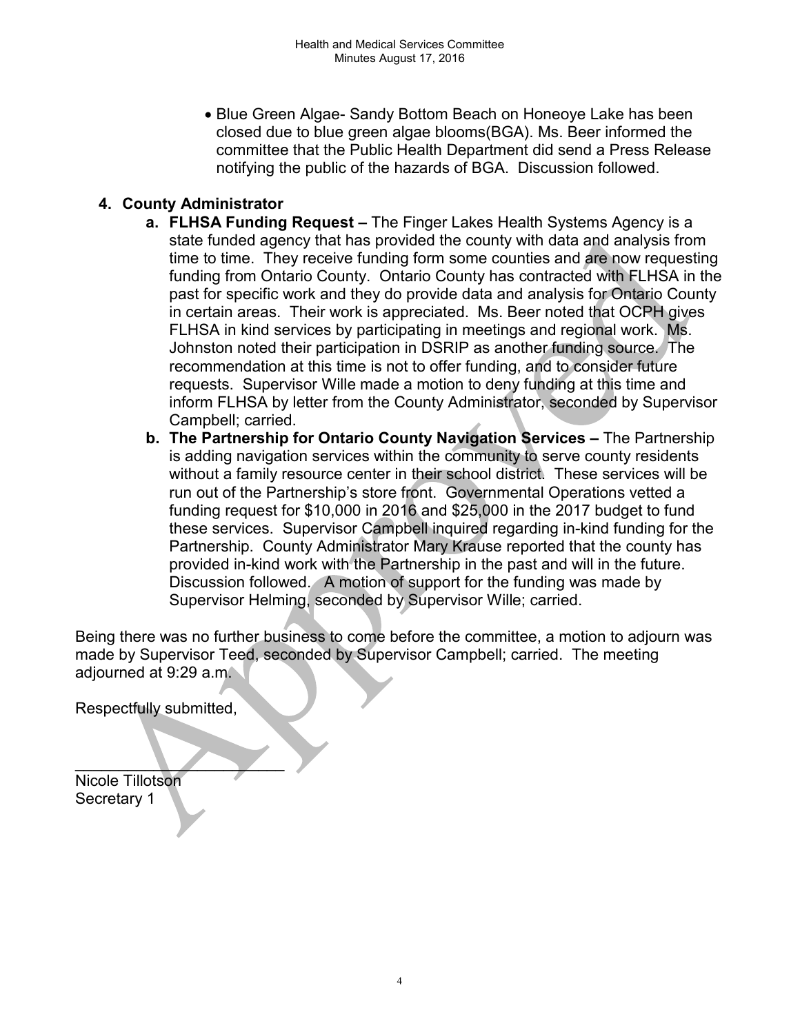- Blue Green Algae- Sandy Bottom Beach on Honeoye Lake has been closed due to blue green algae blooms(BGA). Ms. Beer informed the committee that the Public Health Department did send a Press Release notifying the public of the hazards of BGA. Discussion followed.

**4. County Administrator**

**a. FLHSA Funding Request –** The Finger Lakes Health Systems Agency is a state funded agency that has provided the county with data and analysis from time to time. They receive funding form some counties and are now requesting funding from Ontario County. Ontario County has contracted with FLHSA in the past for specific work and they do provide data and analysis for Ontario County in certain areas. Their work is appreciated. Ms. Beer noted that OCPH gives FLHSA in kind services by participating in meetings and regional work. Ms. Johnston noted their participation in DSRIP as another funding source. The recommendation at this time is not to offer funding, and to consider future requests. Supervisor Wille made a motion to deny funding at this time and inform FLHSA by letter from the County Administrator, seconded by Supervisor Campbell; carried.

**b. The Partnership for Ontario County Navigation Services –** The Partnership is adding navigation services within the community to serve county residents without a family resource center in their school district. These services will be run out of the Partnership's store front. Governmental Operations vetted a funding request for $10,000 in 2016 and $25,000 in the 2017 budget to fund these services. Supervisor Campbell inquired regarding in-kind funding for the Partnership. County Administrator Mary Krause reported that the county has provided in-kind work with the Partnership in the past and will in the future. Discussion followed. A motion of support for the funding was made by Supervisor Helming, seconded by Supervisor Wille; carried.

Being there was no further business to come before the committee, a motion to adjourn was made by Supervisor Teed, seconded by Supervisor Campbell; carried. The meeting adjourned at 9:29 a.m.

Respectfully submitted,

\_\_\_\_\_\_\_\_\_\_\_\_\_\_\_\_\_\_\_\_\_\_\_\_\_

Nicole Tillotson
Secretary 1

Approved